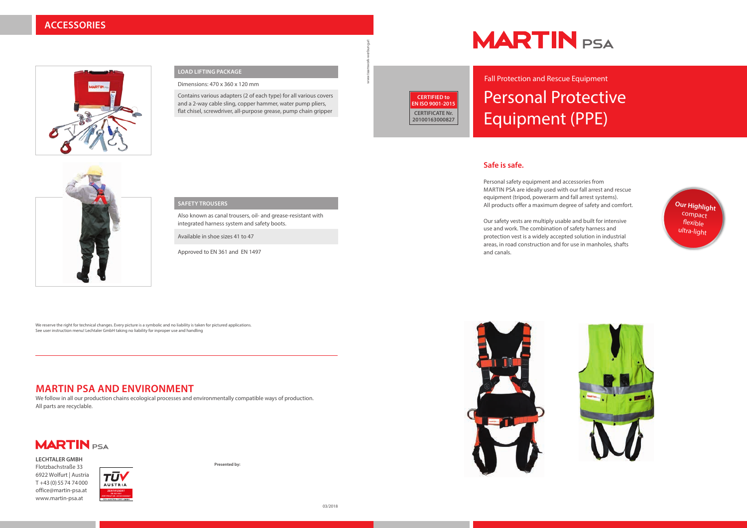## ACCESSORIES

### LOAD LIFTING PACKAGE

Dimensions: 470 x 360 x 120 mm

Contains various adapters (2 of each type) for all various covers and a 2-way cable sling, copper hammer, water pump pliers, flat chisel, screwdriver, all-purpose grease, pump chain gripper

### SAFETY TROUSERS

Also known as canal trousers, oil- and grease-resistant with integrated harness system and safety boots.

Available in shoe sizes 41 to 47

Approved to EN 361 and EN 1497

We reserve the right for technical changes. Every picture is a symbolic and no liability is taken for pictured applications. See user instruction menu! Lechtaler GmbH taking no liability for inproper use and handling

## MARTIN PSA AND ENVIRONMENT

We follow in all our production chains ecological processes and environmentally compatible ways of production. All parts are recyclable.

MARTIN PSA

**LECHTALER GMBH**
Flotzbachstraße 33
6922 Wolfurt | Austria
T +43 (0) 55 74 74 000
office@martin-psa.at
www.martin-psa.at

TÜV AUSTRIA ZERTIFIZIERT

**Presented by:**

03/2018

www.teamwork-werbung.at

# MARTIN PSA

**CERTIFIED to EN ISO 9001-2015**
**CERTIFICATE Nr. 20100163000827**

Fall Protection and Rescue Equipment

# Personal Protective Equipment (PPE)

## Safe is safe.

Personal safety equipment and accessories from MARTIN PSA are ideally used with our fall arrest and rescue equipment (tripod, powerarm and fall arrest systems). All products offer a maximum degree of safety and comfort.

Our safety vests are multiply usable and built for intensive use and work. The combination of safety harness and protection vest is a widely accepted solution in industrial areas, in road construction and for use in manholes, shafts and canals.

**Our Highlight**
compact
flexible
ultra-light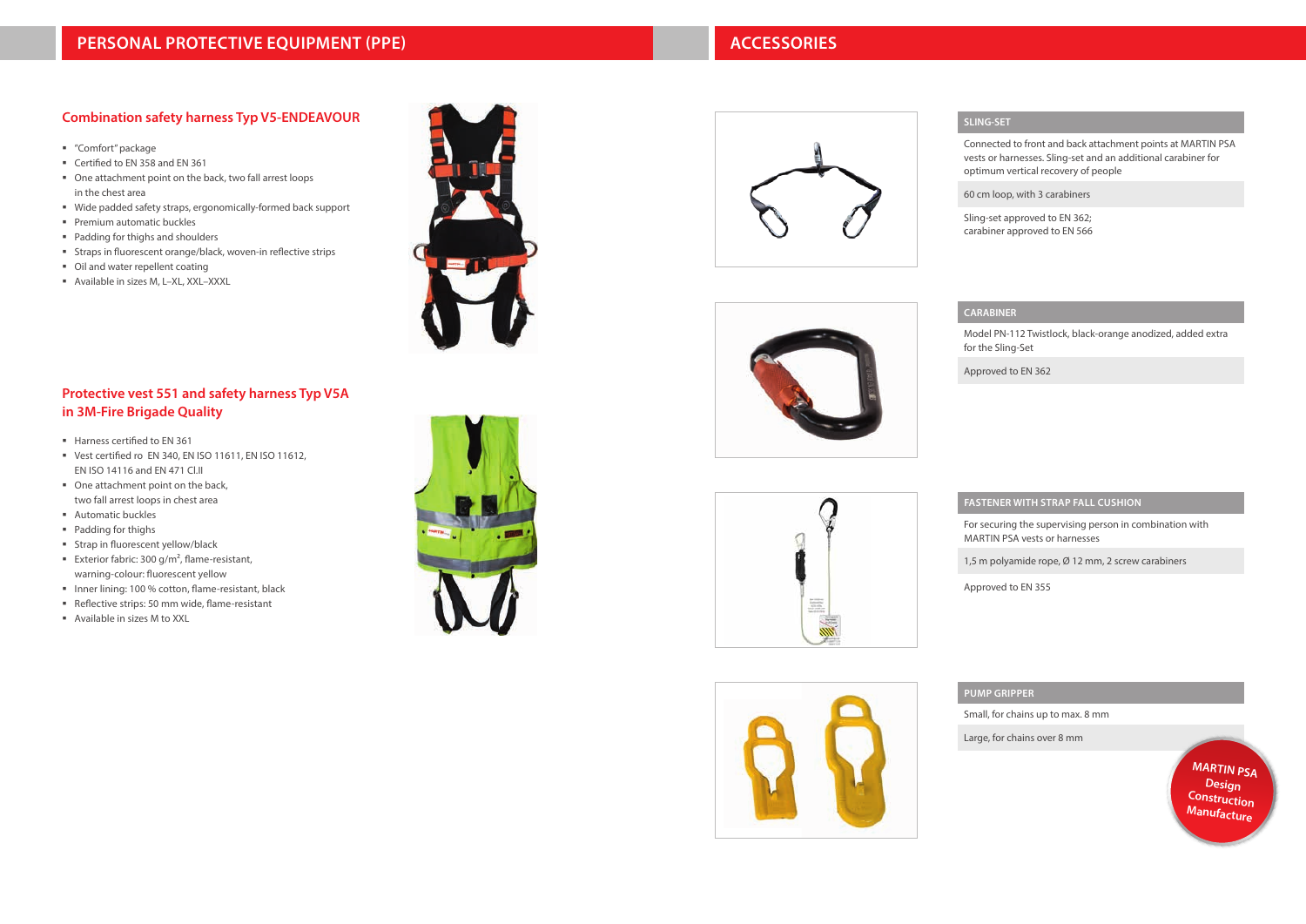# PERSONAL PROTECTIVE EQUIPMENT (PPE)

## Combination safety harness Typ V5-ENDEAVOUR

- "Comfort" package
- Certified to EN 358 and EN 361
- One attachment point on the back, two fall arrest loops in the chest area
- Wide padded safety straps, ergonomically-formed back support
- Premium automatic buckles
- Padding for thighs and shoulders
- Straps in fluorescent orange/black, woven-in reflective strips
- Oil and water repellent coating
- Available in sizes M, L–XL, XXL–XXXL

## Protective vest 551 and safety harness Typ V5A in 3M-Fire Brigade Quality

- Harness certified to EN 361
- Vest certified ro EN 340, EN ISO 11611, EN ISO 11612, EN ISO 14116 and EN 471 Cl.II
- One attachment point on the back, two fall arrest loops in chest area
- Automatic buckles
- Padding for thighs
- Strap in fluorescent yellow/black
- Exterior fabric: 300 g/m², flame-resistant, warning-colour: fluorescent yellow
- Inner lining: 100 % cotton, flame-resistant, black
- Reflective strips: 50 mm wide, flame-resistant
- Available in sizes M to XXL

# ACCESSORIES

### SLING-SET

Connected to front and back attachment points at MARTIN PSA vests or harnesses. Sling-set and an additional carabiner for optimum vertical recovery of people

60 cm loop, with 3 carabiners

Sling-set approved to EN 362;
carabiner approved to EN 566

### CARABINER

Model PN-112 Twistlock, black-orange anodized, added extra for the Sling-Set

Approved to EN 362

### FASTENER WITH STRAP FALL CUSHION

For securing the supervising person in combination with MARTIN PSA vests or harnesses

1,5 m polyamide rope, Ø 12 mm, 2 screw carabiners

Approved to EN 355

### PUMP GRIPPER

Small, for chains up to max. 8 mm

Large, for chains over 8 mm

MARTIN PSA Design Construction Manufacture